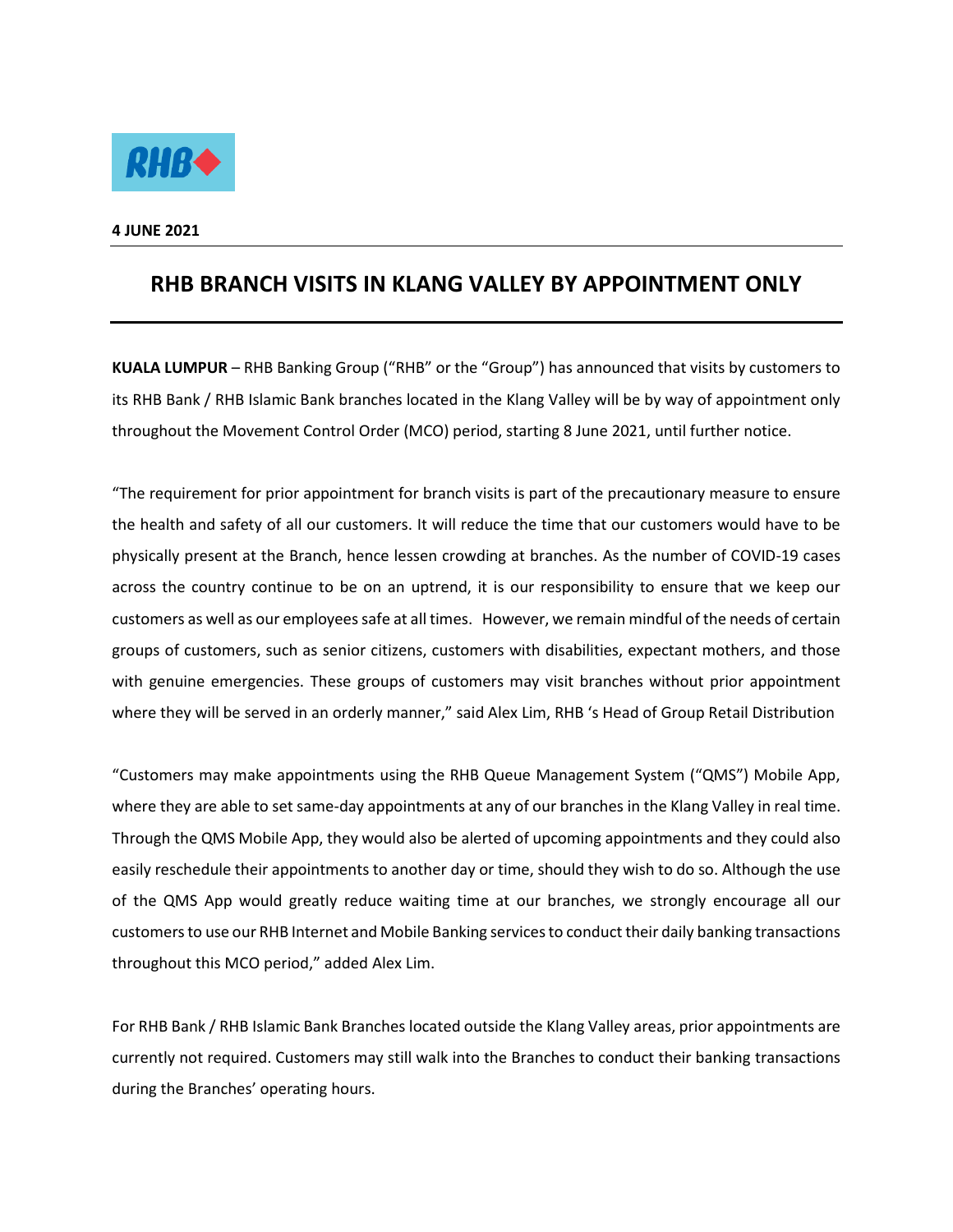**4 JUNE 2021**

# RHB BRANCH VISITS IN KLANG VALLEY BY APPOINTMENT ONLY

**KUALA LUMPUR** – RHB Banking Group ("RHB" or the "Group") has announced that visits by customers to its RHB Bank / RHB Islamic Bank branches located in the Klang Valley will be by way of appointment only throughout the Movement Control Order (MCO) period, starting 8 June 2021, until further notice.

"The requirement for prior appointment for branch visits is part of the precautionary measure to ensure the health and safety of all our customers. It will reduce the time that our customers would have to be physically present at the Branch, hence lessen crowding at branches. As the number of COVID-19 cases across the country continue to be on an uptrend, it is our responsibility to ensure that we keep our customers as well as our employees safe at all times. However, we remain mindful of the needs of certain groups of customers, such as senior citizens, customers with disabilities, expectant mothers, and those with genuine emergencies. These groups of customers may visit branches without prior appointment where they will be served in an orderly manner," said Alex Lim, RHB 's Head of Group Retail Distribution

"Customers may make appointments using the RHB Queue Management System ("QMS") Mobile App, where they are able to set same-day appointments at any of our branches in the Klang Valley in real time. Through the QMS Mobile App, they would also be alerted of upcoming appointments and they could also easily reschedule their appointments to another day or time, should they wish to do so. Although the use of the QMS App would greatly reduce waiting time at our branches, we strongly encourage all our customers to use our RHB Internet and Mobile Banking services to conduct their daily banking transactions throughout this MCO period," added Alex Lim.

For RHB Bank / RHB Islamic Bank Branches located outside the Klang Valley areas, prior appointments are currently not required. Customers may still walk into the Branches to conduct their banking transactions during the Branches' operating hours.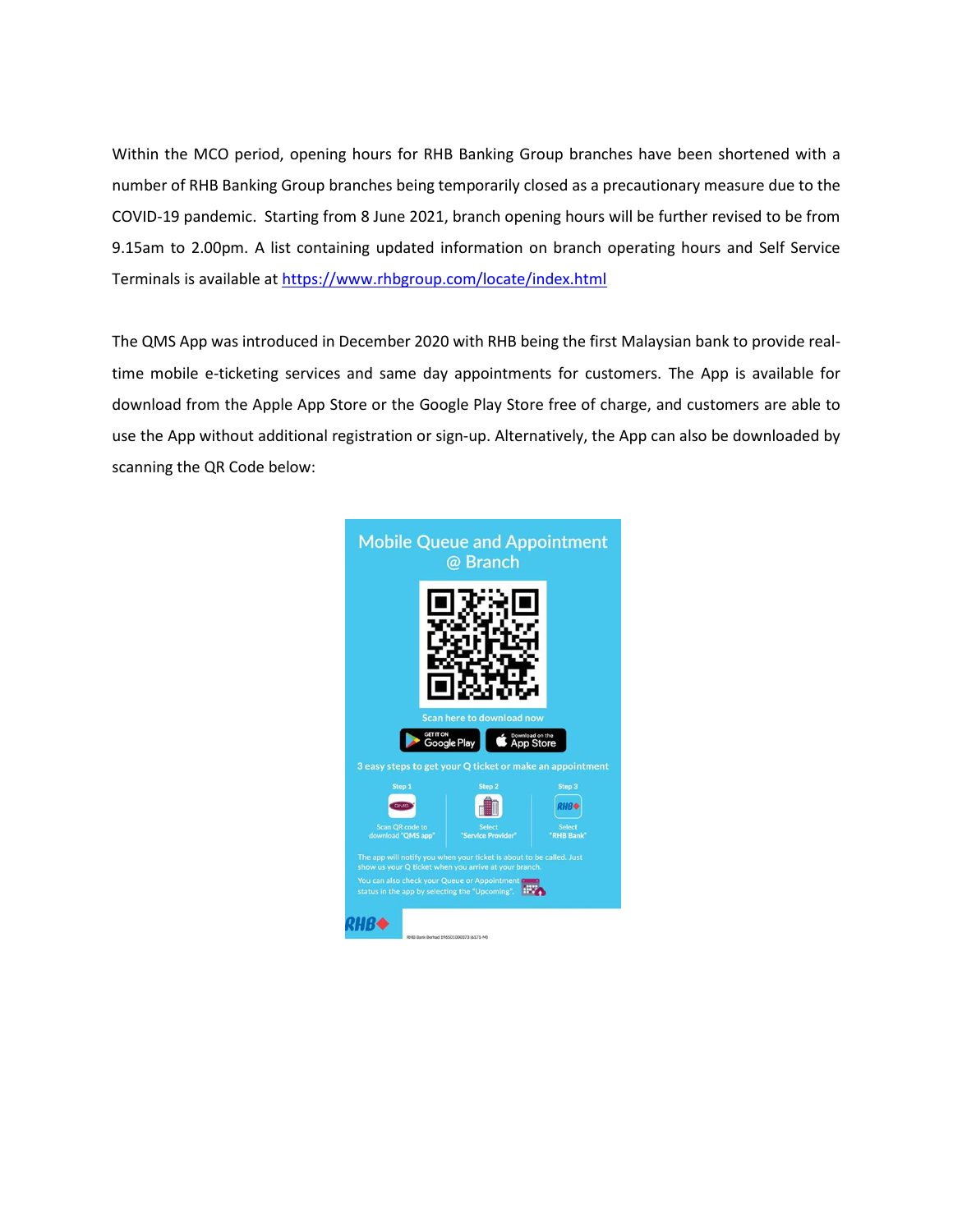Within the MCO period, opening hours for RHB Banking Group branches have been shortened with a number of RHB Banking Group branches being temporarily closed as a precautionary measure due to the COVID-19 pandemic. Starting from 8 June 2021, branch opening hours will be further revised to be from 9.15am to 2.00pm. A list containing updated information on branch operating hours and Self Service Terminals is available at https://www.rhbgroup.com/locate/index.html

The QMS App was introduced in December 2020 with RHB being the first Malaysian bank to provide real-time mobile e-ticketing services and same day appointments for customers. The App is available for download from the Apple App Store or the Google Play Store free of charge, and customers are able to use the App without additional registration or sign-up. Alternatively, the App can also be downloaded by scanning the QR Code below:

Mobile Queue and Appointment @ Branch

Scan here to download now

GET IT ON Google Play

Download on the App Store

3 easy steps to get your Q ticket or make an appointment

Step 1
Scan QR code to download "QMS app"

Step 2
Select "Service Provider"

Step 3
Select "RHB Bank"

The app will notify you when your ticket is about to be called. Just show us your Q ticket when you arrive at your branch.

You can also check your Queue or Appointment status in the app by selecting the "Upcoming".

RHB

RHB Bank Berhad 196501000373 (6171-M)